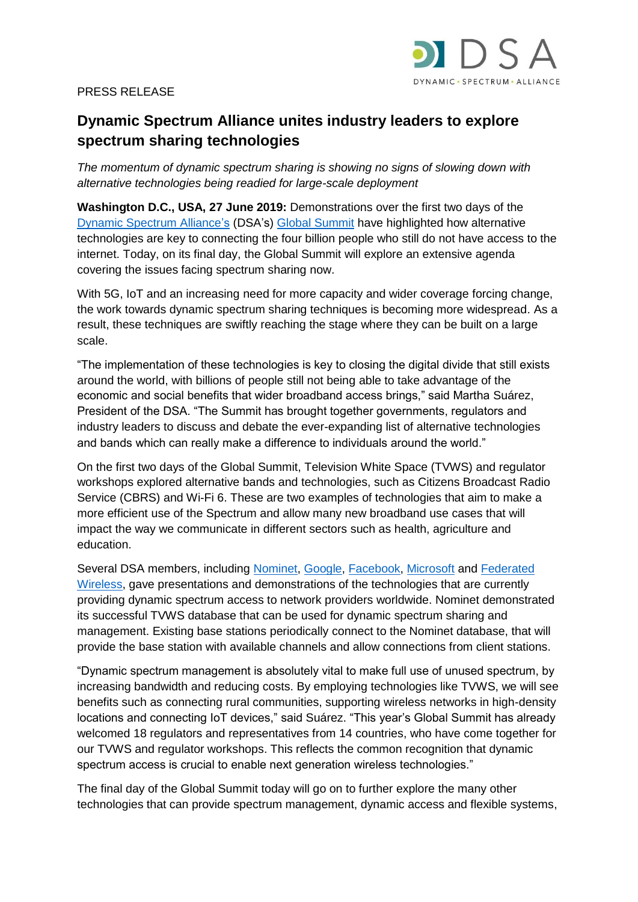PRESS RELEASE

# Dynamic Spectrum Alliance unites industry leaders to explore spectrum sharing technologies

*The momentum of dynamic spectrum sharing is showing no signs of slowing down with alternative technologies being readied for large-scale deployment*

**Washington D.C., USA, 27 June 2019:** Demonstrations over the first two days of the Dynamic Spectrum Alliance's (DSA's) Global Summit have highlighted how alternative technologies are key to connecting the four billion people who still do not have access to the internet. Today, on its final day, the Global Summit will explore an extensive agenda covering the issues facing spectrum sharing now.

With 5G, IoT and an increasing need for more capacity and wider coverage forcing change, the work towards dynamic spectrum sharing techniques is becoming more widespread. As a result, these techniques are swiftly reaching the stage where they can be built on a large scale.

"The implementation of these technologies is key to closing the digital divide that still exists around the world, with billions of people still not being able to take advantage of the economic and social benefits that wider broadband access brings," said Martha Suárez, President of the DSA. "The Summit has brought together governments, regulators and industry leaders to discuss and debate the ever-expanding list of alternative technologies and bands which can really make a difference to individuals around the world."

On the first two days of the Global Summit, Television White Space (TVWS) and regulator workshops explored alternative bands and technologies, such as Citizens Broadcast Radio Service (CBRS) and Wi-Fi 6. These are two examples of technologies that aim to make a more efficient use of the Spectrum and allow many new broadband use cases that will impact the way we communicate in different sectors such as health, agriculture and education.

Several DSA members, including Nominet, Google, Facebook, Microsoft and Federated Wireless, gave presentations and demonstrations of the technologies that are currently providing dynamic spectrum access to network providers worldwide. Nominet demonstrated its successful TVWS database that can be used for dynamic spectrum sharing and management. Existing base stations periodically connect to the Nominet database, that will provide the base station with available channels and allow connections from client stations.

"Dynamic spectrum management is absolutely vital to make full use of unused spectrum, by increasing bandwidth and reducing costs. By employing technologies like TVWS, we will see benefits such as connecting rural communities, supporting wireless networks in high-density locations and connecting IoT devices," said Suárez. "This year's Global Summit has already welcomed 18 regulators and representatives from 14 countries, who have come together for our TVWS and regulator workshops. This reflects the common recognition that dynamic spectrum access is crucial to enable next generation wireless technologies."

The final day of the Global Summit today will go on to further explore the many other technologies that can provide spectrum management, dynamic access and flexible systems,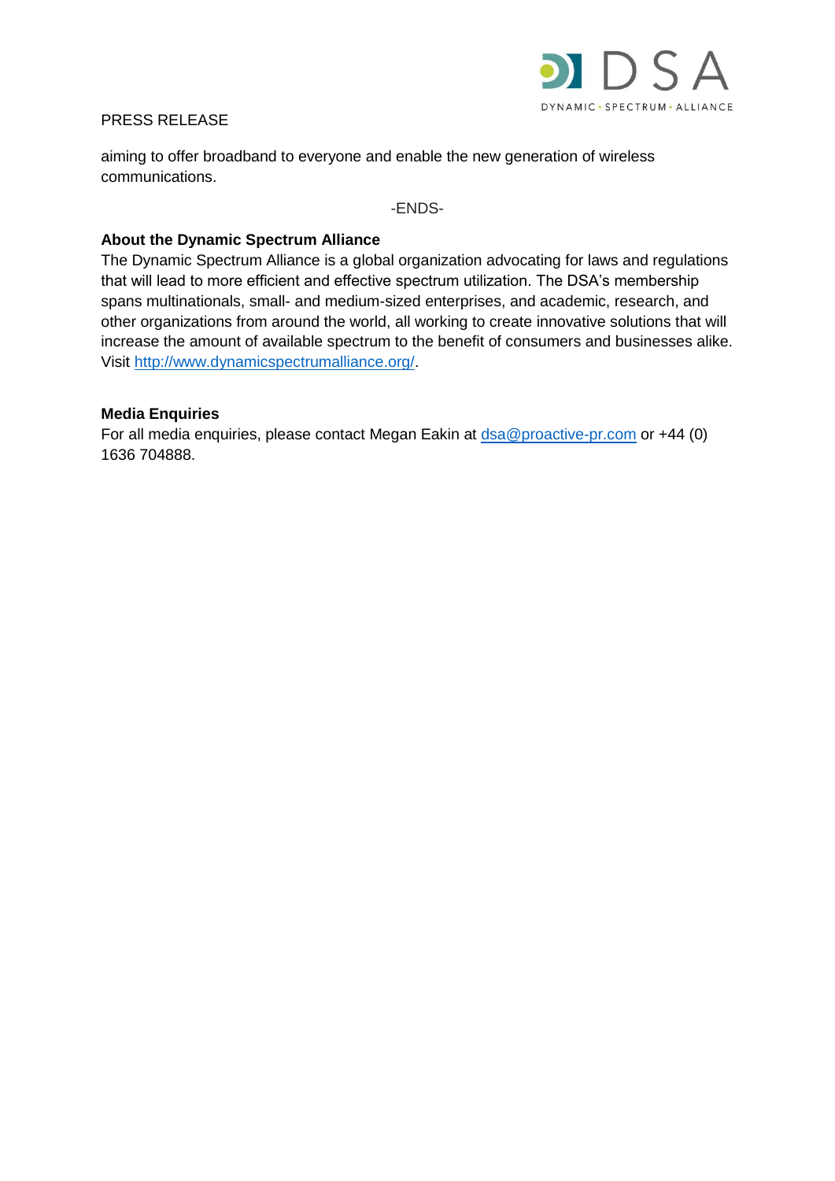aiming to offer broadband to everyone and enable the new generation of wireless communications.

-ENDS-

**About the Dynamic Spectrum Alliance**

The Dynamic Spectrum Alliance is a global organization advocating for laws and regulations that will lead to more efficient and effective spectrum utilization. The DSA's membership spans multinationals, small- and medium-sized enterprises, and academic, research, and other organizations from around the world, all working to create innovative solutions that will increase the amount of available spectrum to the benefit of consumers and businesses alike. Visit http://www.dynamicspectrumalliance.org/.

**Media Enquiries**

For all media enquiries, please contact Megan Eakin at dsa@proactive-pr.com or +44 (0) 1636 704888.